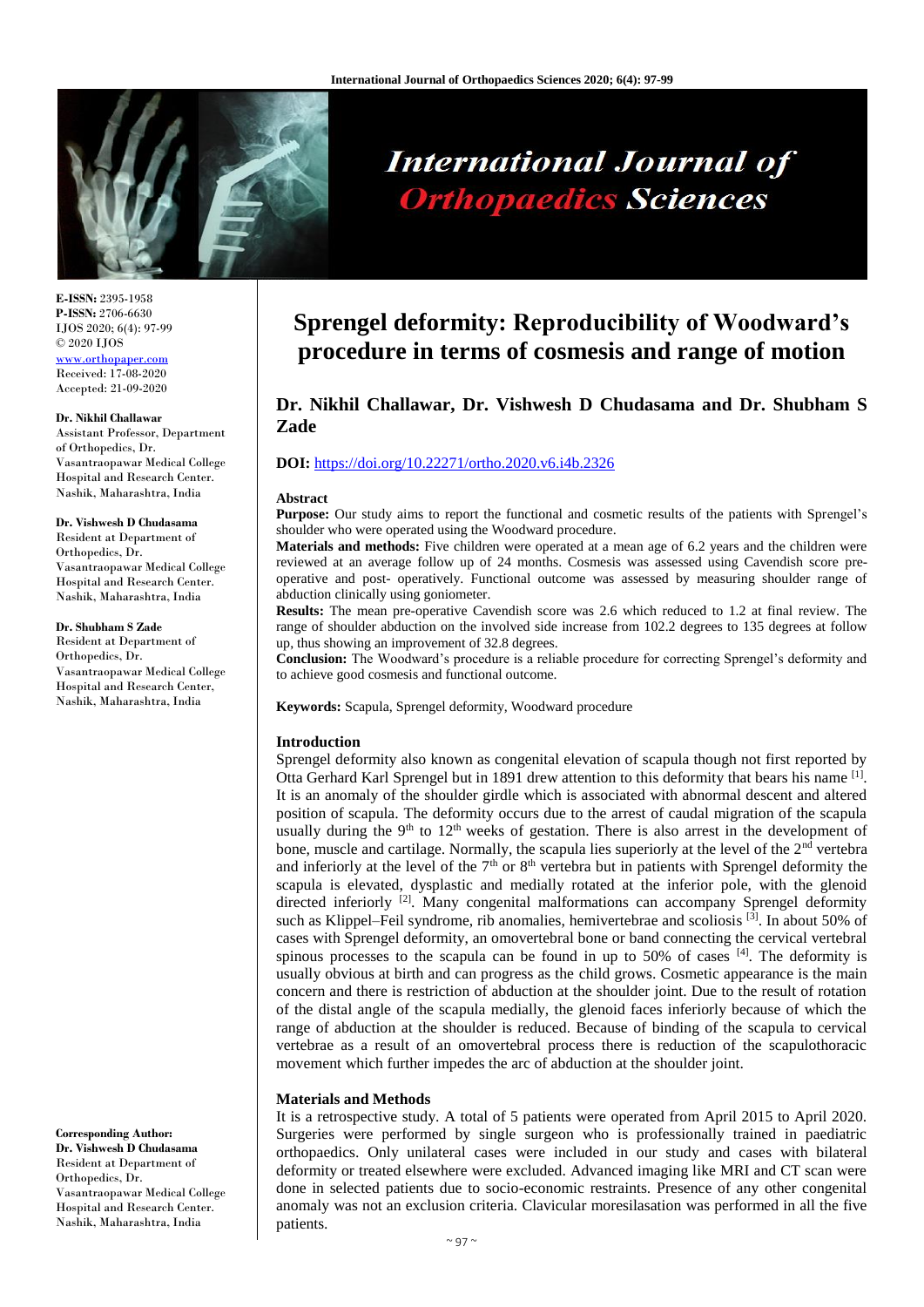E-ISSN: 2395-1958
P-ISSN: 2706-6630
IJOS 2020; 6(4): 97-99
© 2020 IJOS
www.orthopaper.com
Received: 17-08-2020
Accepted: 21-09-2020

**Dr. Nikhil Challawar**
Assistant Professor, Department of Orthopedics, Dr. Vasantraopawar Medical College Hospital and Research Center. Nashik, Maharashtra, India

**Dr. Vishwesh D Chudasama**
Resident at Department of Orthopedics, Dr. Vasantraopawar Medical College Hospital and Research Center. Nashik, Maharashtra, India

**Dr. Shubham S Zade**
Resident at Department of Orthopedics, Dr. Vasantraopawar Medical College Hospital and Research Center, Nashik, Maharashtra, India

**Corresponding Author:**
**Dr. Vishwesh D Chudasama**
Resident at Department of Orthopedics, Dr. Vasantraopawar Medical College Hospital and Research Center. Nashik, Maharashtra, India

# Sprengel deformity: Reproducibility of Woodward's procedure in terms of cosmesis and range of motion

## Dr. Nikhil Challawar, Dr. Vishwesh D Chudasama and Dr. Shubham S Zade

**DOI:** https://doi.org/10.22271/ortho.2020.v6.i4b.2326

### Abstract

**Purpose:** Our study aims to report the functional and cosmetic results of the patients with Sprengel's shoulder who were operated using the Woodward procedure.

**Materials and methods:** Five children were operated at a mean age of 6.2 years and the children were reviewed at an average follow up of 24 months. Cosmesis was assessed using Cavendish score pre-operative and post- operatively. Functional outcome was assessed by measuring shoulder range of abduction clinically using goniometer.

**Results:** The mean pre-operative Cavendish score was 2.6 which reduced to 1.2 at final review. The range of shoulder abduction on the involved side increase from 102.2 degrees to 135 degrees at follow up, thus showing an improvement of 32.8 degrees.

**Conclusion:** The Woodward's procedure is a reliable procedure for correcting Sprengel's deformity and to achieve good cosmesis and functional outcome.

**Keywords:** Scapula, Sprengel deformity, Woodward procedure

### Introduction

Sprengel deformity also known as congenital elevation of scapula though not first reported by Otta Gerhard Karl Sprengel but in 1891 drew attention to this deformity that bears his name [1]. It is an anomaly of the shoulder girdle which is associated with abnormal descent and altered position of scapula. The deformity occurs due to the arrest of caudal migration of the scapula usually during the 9th to 12th weeks of gestation. There is also arrest in the development of bone, muscle and cartilage. Normally, the scapula lies superiorly at the level of the 2nd vertebra and inferiorly at the level of the 7th or 8th vertebra but in patients with Sprengel deformity the scapula is elevated, dysplastic and medially rotated at the inferior pole, with the glenoid directed inferiorly [2]. Many congenital malformations can accompany Sprengel deformity such as Klippel–Feil syndrome, rib anomalies, hemivertebrae and scoliosis [3]. In about 50% of cases with Sprengel deformity, an omovertebral bone or band connecting the cervical vertebral spinous processes to the scapula can be found in up to 50% of cases [4]. The deformity is usually obvious at birth and can progress as the child grows. Cosmetic appearance is the main concern and there is restriction of abduction at the shoulder joint. Due to the result of rotation of the distal angle of the scapula medially, the glenoid faces inferiorly because of which the range of abduction at the shoulder is reduced. Because of binding of the scapula to cervical vertebrae as a result of an omovertebral process there is reduction of the scapulothoracic movement which further impedes the arc of abduction at the shoulder joint.

### Materials and Methods

It is a retrospective study. A total of 5 patients were operated from April 2015 to April 2020. Surgeries were performed by single surgeon who is professionally trained in paediatric orthopaedics. Only unilateral cases were included in our study and cases with bilateral deformity or treated elsewhere were excluded. Advanced imaging like MRI and CT scan were done in selected patients due to socio-economic restraints. Presence of any other congenital anomaly was not an exclusion criteria. Clavicular moresilasation was performed in all the five patients.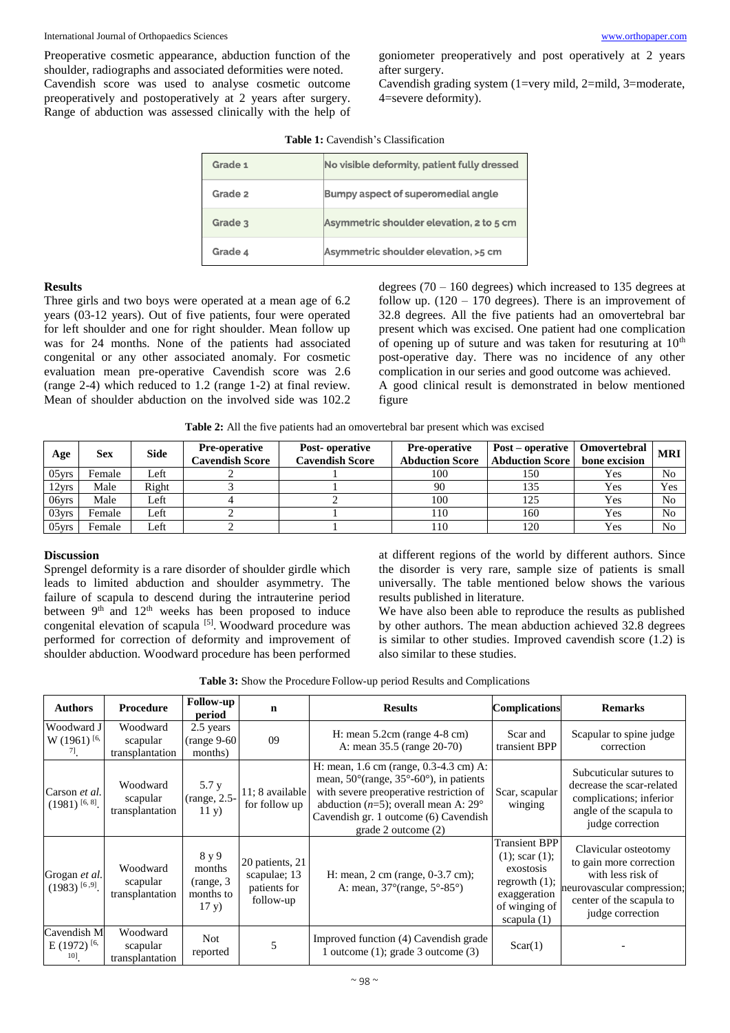Preoperative cosmetic appearance, abduction function of the shoulder, radiographs and associated deformities were noted. Cavendish score was used to analyse cosmetic outcome preoperatively and postoperatively at 2 years after surgery. Range of abduction was assessed clinically with the help of goniometer preoperatively and post operatively at 2 years after surgery.

Cavendish grading system (1=very mild, 2=mild, 3=moderate, 4=severe deformity).

**Table 1:** Cavendish's Classification

| | |
|---|---|
| Grade 1 | No visible deformity, patient fully dressed |
| Grade 2 | Bumpy aspect of superomedial angle |
| Grade 3 | Asymmetric shoulder elevation, 2 to 5 cm |
| Grade 4 | Asymmetric shoulder elevation, >5 cm |

## Results

Three girls and two boys were operated at a mean age of 6.2 years (03-12 years). Out of five patients, four were operated for left shoulder and one for right shoulder. Mean follow up was for 24 months. None of the patients had associated congenital or any other associated anomaly. For cosmetic evaluation mean pre-operative Cavendish score was 2.6 (range 2-4) which reduced to 1.2 (range 1-2) at final review. Mean of shoulder abduction on the involved side was 102.2 degrees (70 – 160 degrees) which increased to 135 degrees at follow up. (120 – 170 degrees). There is an improvement of 32.8 degrees. All the five patients had an omovertebral bar present which was excised. One patient had one complication of opening up of suture and was taken for resuturing at 10th post-operative day. There was no incidence of any other complication in our series and good outcome was achieved.

A good clinical result is demonstrated in below mentioned figure

**Table 2:** All the five patients had an omovertebral bar present which was excised

| Age | Sex | Side | Pre-operative Cavendish Score | Post- operative Cavendish Score | Pre-operative Abduction Score | Post – operative Abduction Score | Omovertebral bone excision | MRI |
|---|---|---|---|---|---|---|---|---|
| 05yrs | Female | Left | 2 | 1 | 100 | 150 | Yes | No |
| 12yrs | Male | Right | 3 | 1 | 90 | 135 | Yes | Yes |
| 06yrs | Male | Left | 4 | 2 | 100 | 125 | Yes | No |
| 03yrs | Female | Left | 2 | 1 | 110 | 160 | Yes | No |
| 05yrs | Female | Left | 2 | 1 | 110 | 120 | Yes | No |

## Discussion

Sprengel deformity is a rare disorder of shoulder girdle which leads to limited abduction and shoulder asymmetry. The failure of scapula to descend during the intrauterine period between 9th and 12th weeks has been proposed to induce congenital elevation of scapula [5]. Woodward procedure was performed for correction of deformity and improvement of shoulder abduction. Woodward procedure has been performed at different regions of the world by different authors. Since the disorder is very rare, sample size of patients is small universally. The table mentioned below shows the various results published in literature.

We have also been able to reproduce the results as published by other authors. The mean abduction achieved 32.8 degrees is similar to other studies. Improved cavendish score (1.2) is also similar to these studies.

**Table 3:** Show the Procedure Follow-up period Results and Complications

| Authors | Procedure | Follow-up period | n | Results | Complications | Remarks |
|---|---|---|---|---|---|---|
| Woodward J W (1961) [6, 7]. | Woodward scapular transplantation | 2.5 years (range 9-60 months) | 09 | H: mean 5.2cm (range 4-8 cm) A: mean 35.5 (range 20-70) | Scar and transient BPP | Scapular to spine judge correction |
| Carson *et al.* (1981) [6, 8]. | Woodward scapular transplantation | 5.7 y (range, 2.5-11 y) | 11; 8 available for follow up | H: mean, 1.6 cm (range, 0.3-4.3 cm) A: mean, 50°(range, 35°-60°), in patients with severe preoperative restriction of abduction ($n$=5); overall mean A: 29° Cavendish gr. 1 outcome (6) Cavendish grade 2 outcome (2) | Scar, scapular winging | Subcuticular sutures to decrease the scar-related complications; inferior angle of the scapula to judge correction |
| Grogan *et al.* (1983) [6, 9]. | Woodward scapular transplantation | 8 y 9 months (range, 3 months to 17 y) | 20 patients, 21 scapulae; 13 patients for follow-up | H: mean, 2 cm (range, 0-3.7 cm); A: mean, 37°(range, 5°-85°) | Transient BPP (1); scar (1); exostosis regrowth (1); exaggeration of winging of scapula (1) | Clavicular osteotomy to gain more correction with less risk of neurovascular compression; center of the scapula to judge correction |
| Cavendish M E (1972) [6, 10]. | Woodward scapular transplantation | Not reported | 5 | Improved function (4) Cavendish grade 1 outcome (1); grade 3 outcome (3) | Scar(1) | - |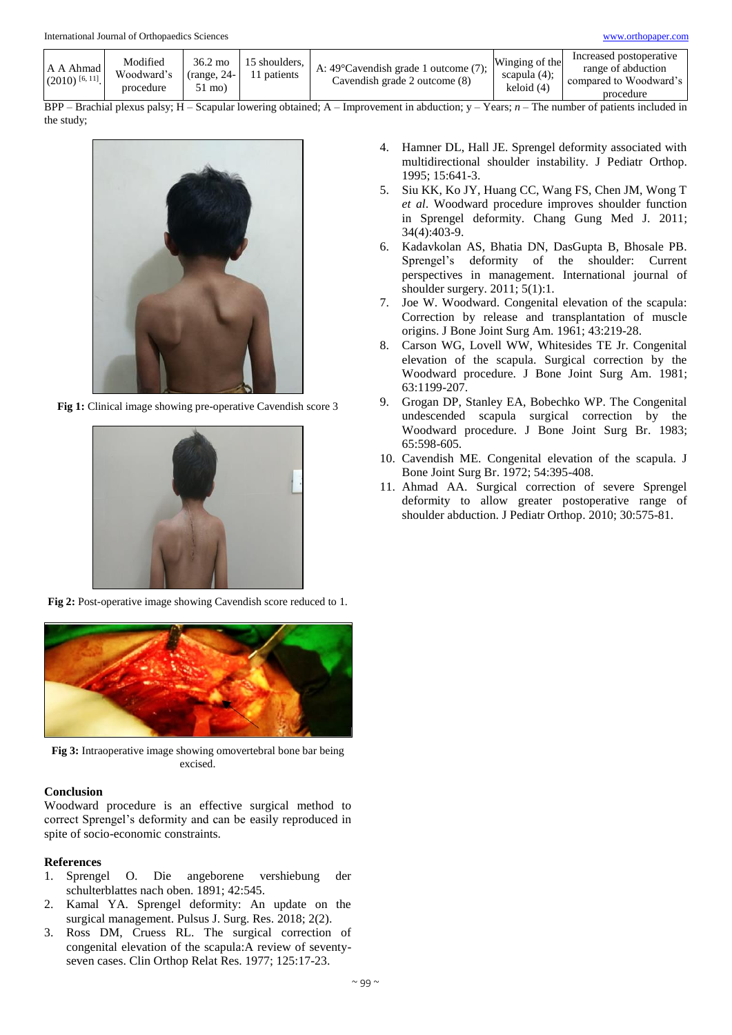| | | | | | | |
|---|---|---|---|---|---|---|
| A A Ahmad (2010) [6, 11] | Modified Woodward's procedure | 36.2 mo (range, 24-51 mo) | 15 shoulders, 11 patients | A: 49°Cavendish grade 1 outcome (7); Cavendish grade 2 outcome (8) | Winging of the scapula (4); keloid (4) | Increased postoperative range of abduction compared to Woodward's procedure |

BPP – Brachial plexus palsy; H – Scapular lowering obtained; A – Improvement in abduction; y – Years; *n* – The number of patients included in the study;

**Fig 1:** Clinical image showing pre-operative Cavendish score 3

**Fig 2:** Post-operative image showing Cavendish score reduced to 1.

**Fig 3:** Intraoperative image showing omovertebral bone bar being excised.

## Conclusion

Woodward procedure is an effective surgical method to correct Sprengel's deformity and can be easily reproduced in spite of socio-economic constraints.

## References

1. Sprengel O. Die angeborene vershiebung der schulterblattes nach oben. 1891; 42:545.
2. Kamal YA. Sprengel deformity: An update on the surgical management. Pulsus J. Surg. Res. 2018; 2(2).
3. Ross DM, Cruess RL. The surgical correction of congenital elevation of the scapula:A review of seventy-seven cases. Clin Orthop Relat Res. 1977; 125:17-23.
4. Hamner DL, Hall JE. Sprengel deformity associated with multidirectional shoulder instability. J Pediatr Orthop. 1995; 15:641-3.
5. Siu KK, Ko JY, Huang CC, Wang FS, Chen JM, Wong T *et al*. Woodward procedure improves shoulder function in Sprengel deformity. Chang Gung Med J. 2011; 34(4):403-9.
6. Kadavkolan AS, Bhatia DN, DasGupta B, Bhosale PB. Sprengel's deformity of the shoulder: Current perspectives in management. International journal of shoulder surgery. 2011; 5(1):1.
7. Joe W. Woodward. Congenital elevation of the scapula: Correction by release and transplantation of muscle origins. J Bone Joint Surg Am. 1961; 43:219-28.
8. Carson WG, Lovell WW, Whitesides TE Jr. Congenital elevation of the scapula. Surgical correction by the Woodward procedure. J Bone Joint Surg Am. 1981; 63:1199-207.
9. Grogan DP, Stanley EA, Bobechko WP. The Congenital undescended scapula surgical correction by the Woodward procedure. J Bone Joint Surg Br. 1983; 65:598-605.
10. Cavendish ME. Congenital elevation of the scapula. J Bone Joint Surg Br. 1972; 54:395-408.
11. Ahmad AA. Surgical correction of severe Sprengel deformity to allow greater postoperative range of shoulder abduction. J Pediatr Orthop. 2010; 30:575-81.